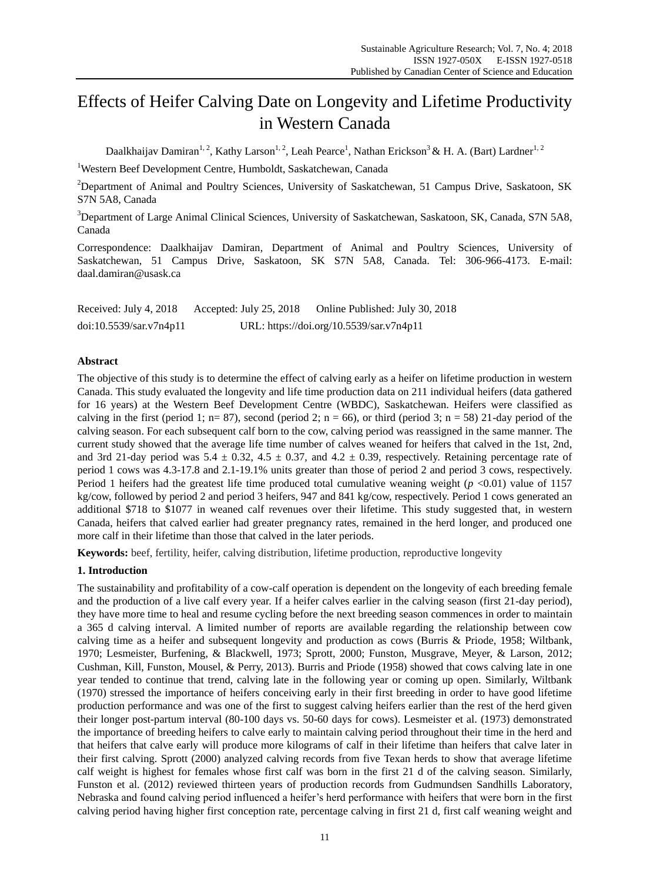# Effects of Heifer Calving Date on Longevity and Lifetime Productivity in Western Canada

Daalkhaijav Damiran[1, 2], Kathy Larson[1, 2], Leah Pearce[1], Nathan Erickson[3] & H. A. (Bart) Lardner[1, 2]

[1]Western Beef Development Centre, Humboldt, Saskatchewan, Canada

[2]Department of Animal and Poultry Sciences, University of Saskatchewan, 51 Campus Drive, Saskatoon, SK S7N 5A8, Canada

[3]Department of Large Animal Clinical Sciences, University of Saskatchewan, Saskatoon, SK, Canada, S7N 5A8, Canada

Correspondence: Daalkhaijav Damiran, Department of Animal and Poultry Sciences, University of Saskatchewan, 51 Campus Drive, Saskatoon, SK S7N 5A8, Canada. Tel: 306-966-4173. E-mail: daal.damiran@usask.ca

Received: July 4, 2018 Accepted: July 25, 2018 Online Published: July 30, 2018

doi:10.5539/sar.v7n4p11 URL: https://doi.org/10.5539/sar.v7n4p11

## Abstract

The objective of this study is to determine the effect of calving early as a heifer on lifetime production in western Canada. This study evaluated the longevity and life time production data on 211 individual heifers (data gathered for 16 years) at the Western Beef Development Centre (WBDC), Saskatchewan. Heifers were classified as calving in the first (period 1; n= 87), second (period 2; n = 66), or third (period 3; n = 58) 21-day period of the calving season. For each subsequent calf born to the cow, calving period was reassigned in the same manner. The current study showed that the average life time number of calves weaned for heifers that calved in the 1st, 2nd, and 3rd 21-day period was 5.4 ± 0.32, 4.5 ± 0.37, and 4.2 ± 0.39, respectively. Retaining percentage rate of period 1 cows was 4.3-17.8 and 2.1-19.1% units greater than those of period 2 and period 3 cows, respectively. Period 1 heifers had the greatest life time produced total cumulative weaning weight ($p$ <0.01) value of 1157 kg/cow, followed by period 2 and period 3 heifers, 947 and 841 kg/cow, respectively. Period 1 cows generated an additional $718 to $1077 in weaned calf revenues over their lifetime. This study suggested that, in western Canada, heifers that calved earlier had greater pregnancy rates, remained in the herd longer, and produced one more calf in their lifetime than those that calved in the later periods.

**Keywords:** beef, fertility, heifer, calving distribution, lifetime production, reproductive longevity

## 1. Introduction

The sustainability and profitability of a cow-calf operation is dependent on the longevity of each breeding female and the production of a live calf every year. If a heifer calves earlier in the calving season (first 21-day period), they have more time to heal and resume cycling before the next breeding season commences in order to maintain a 365 d calving interval. A limited number of reports are available regarding the relationship between cow calving time as a heifer and subsequent longevity and production as cows (Burris & Priode, 1958; Wiltbank, 1970; Lesmeister, Burfening, & Blackwell, 1973; Sprott, 2000; Funston, Musgrave, Meyer, & Larson, 2012; Cushman, Kill, Funston, Mousel, & Perry, 2013). Burris and Priode (1958) showed that cows calving late in one year tended to continue that trend, calving late in the following year or coming up open. Similarly, Wiltbank (1970) stressed the importance of heifers conceiving early in their first breeding in order to have good lifetime production performance and was one of the first to suggest calving heifers earlier than the rest of the herd given their longer post-partum interval (80-100 days vs. 50-60 days for cows). Lesmeister et al. (1973) demonstrated the importance of breeding heifers to calve early to maintain calving period throughout their time in the herd and that heifers that calve early will produce more kilograms of calf in their lifetime than heifers that calve later in their first calving. Sprott (2000) analyzed calving records from five Texan herds to show that average lifetime calf weight is highest for females whose first calf was born in the first 21 d of the calving season. Similarly, Funston et al. (2012) reviewed thirteen years of production records from Gudmundsen Sandhills Laboratory, Nebraska and found calving period influenced a heifer's herd performance with heifers that were born in the first calving period having higher first conception rate, percentage calving in first 21 d, first calf weaning weight and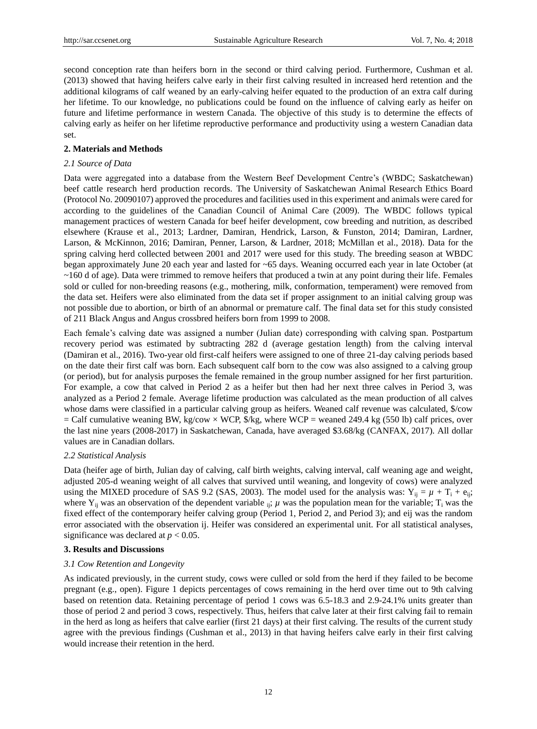second conception rate than heifers born in the second or third calving period. Furthermore, Cushman et al. (2013) showed that having heifers calve early in their first calving resulted in increased herd retention and the additional kilograms of calf weaned by an early-calving heifer equated to the production of an extra calf during her lifetime. To our knowledge, no publications could be found on the influence of calving early as heifer on future and lifetime performance in western Canada. The objective of this study is to determine the effects of calving early as heifer on her lifetime reproductive performance and productivity using a western Canadian data set.

## 2. Materials and Methods

### *2.1 Source of Data*

Data were aggregated into a database from the Western Beef Development Centre's (WBDC; Saskatchewan) beef cattle research herd production records. The University of Saskatchewan Animal Research Ethics Board (Protocol No. 20090107) approved the procedures and facilities used in this experiment and animals were cared for according to the guidelines of the Canadian Council of Animal Care (2009). The WBDC follows typical management practices of western Canada for beef heifer development, cow breeding and nutrition, as described elsewhere (Krause et al., 2013; Lardner, Damiran, Hendrick, Larson, & Funston, 2014; Damiran, Lardner, Larson, & McKinnon, 2016; Damiran, Penner, Larson, & Lardner, 2018; McMillan et al., 2018). Data for the spring calving herd collected between 2001 and 2017 were used for this study. The breeding season at WBDC began approximately June 20 each year and lasted for ~65 days. Weaning occurred each year in late October (at ~160 d of age). Data were trimmed to remove heifers that produced a twin at any point during their life. Females sold or culled for non-breeding reasons (e.g., mothering, milk, conformation, temperament) were removed from the data set. Heifers were also eliminated from the data set if proper assignment to an initial calving group was not possible due to abortion, or birth of an abnormal or premature calf. The final data set for this study consisted of 211 Black Angus and Angus crossbred heifers born from 1999 to 2008.

Each female's calving date was assigned a number (Julian date) corresponding with calving span. Postpartum recovery period was estimated by subtracting 282 d (average gestation length) from the calving interval (Damiran et al., 2016). Two-year old first-calf heifers were assigned to one of three 21-day calving periods based on the date their first calf was born. Each subsequent calf born to the cow was also assigned to a calving group (or period), but for analysis purposes the female remained in the group number assigned for her first parturition. For example, a cow that calved in Period 2 as a heifer but then had her next three calves in Period 3, was analyzed as a Period 2 female. Average lifetime production was calculated as the mean production of all calves whose dams were classified in a particular calving group as heifers. Weaned calf revenue was calculated, \$/cow = Calf cumulative weaning BW, kg/cow × WCP, \$/kg, where WCP = weaned 249.4 kg (550 lb) calf prices, over the last nine years (2008-2017) in Saskatchewan, Canada, have averaged \$3.68/kg (CANFAX, 2017). All dollar values are in Canadian dollars.

### *2.2 Statistical Analysis*

Data (heifer age of birth, Julian day of calving, calf birth weights, calving interval, calf weaning age and weight, adjusted 205-d weaning weight of all calves that survived until weaning, and longevity of cows) were analyzed using the MIXED procedure of SAS 9.2 (SAS, 2003). The model used for the analysis was: $Y_{ij} = \mu + T_i + e_{ij}$; where $Y_{ij}$ was an observation of the dependent variable $_{ij}$; $\mu$ was the population mean for the variable; $T_i$ was the fixed effect of the contemporary heifer calving group (Period 1, Period 2, and Period 3); and eij was the random error associated with the observation ij. Heifer was considered an experimental unit. For all statistical analyses, significance was declared at $p < 0.05$.

## 3. Results and Discussions

### *3.1 Cow Retention and Longevity*

As indicated previously, in the current study, cows were culled or sold from the herd if they failed to be become pregnant (e.g., open). Figure 1 depicts percentages of cows remaining in the herd over time out to 9th calving based on retention data. Retaining percentage of period 1 cows was 6.5-18.3 and 2.9-24.1% units greater than those of period 2 and period 3 cows, respectively. Thus, heifers that calve later at their first calving fail to remain in the herd as long as heifers that calve earlier (first 21 days) at their first calving. The results of the current study agree with the previous findings (Cushman et al., 2013) in that having heifers calve early in their first calving would increase their retention in the herd.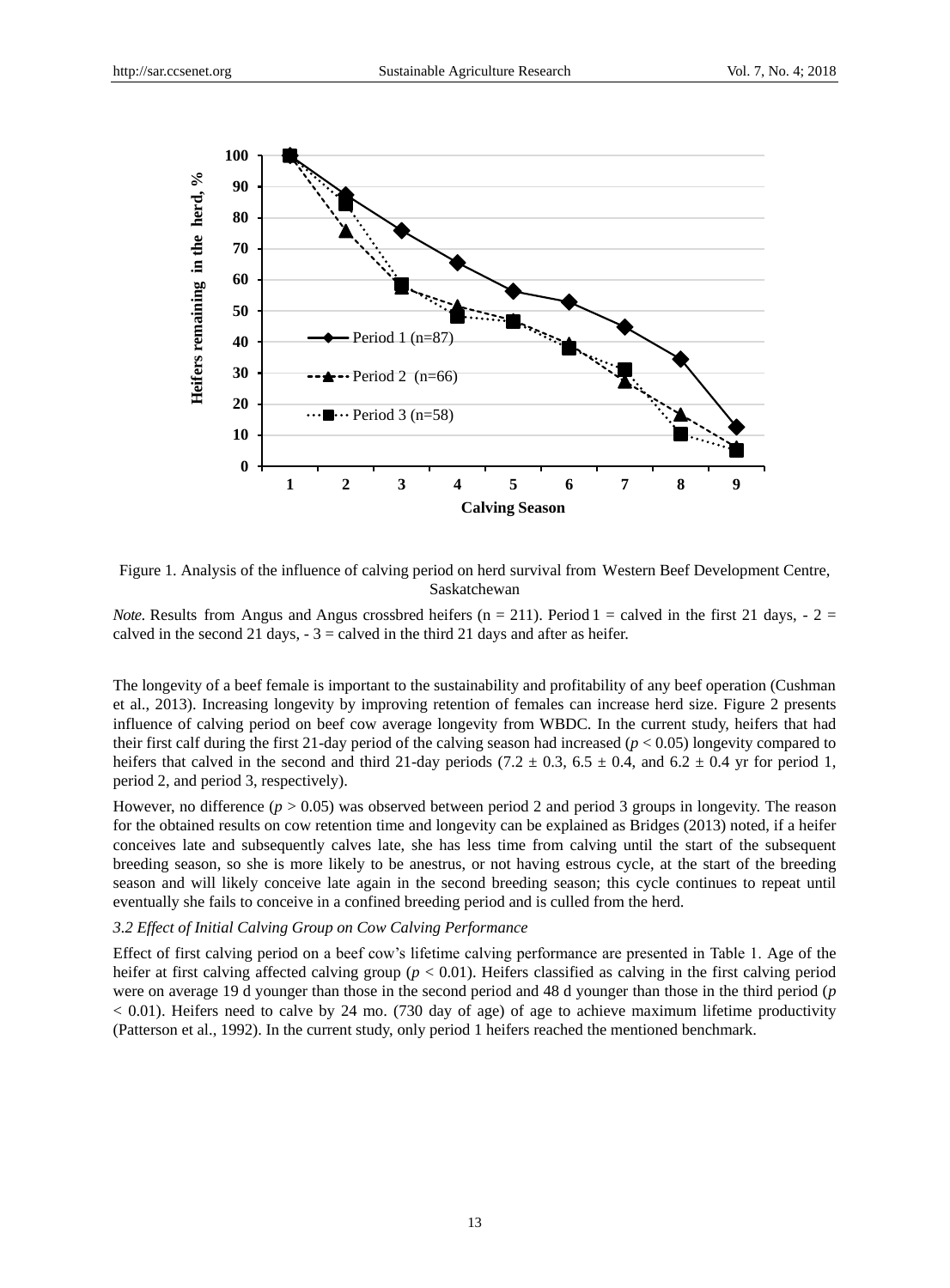Figure 1. Analysis of the influence of calving period on herd survival from Western Beef Development Centre, Saskatchewan

*Note.* Results from Angus and Angus crossbred heifers (n = 211). Period 1 = calved in the first 21 days, - 2 = calved in the second 21 days, - 3 = calved in the third 21 days and after as heifer.

The longevity of a beef female is important to the sustainability and profitability of any beef operation (Cushman et al., 2013). Increasing longevity by improving retention of females can increase herd size. Figure 2 presents influence of calving period on beef cow average longevity from WBDC. In the current study, heifers that had their first calf during the first 21-day period of the calving season had increased ($p < 0.05$) longevity compared to heifers that calved in the second and third 21-day periods ($7.2 \pm 0.3$, $6.5 \pm 0.4$, and $6.2 \pm 0.4$ yr for period 1, period 2, and period 3, respectively).

However, no difference ($p > 0.05$) was observed between period 2 and period 3 groups in longevity. The reason for the obtained results on cow retention time and longevity can be explained as Bridges (2013) noted, if a heifer conceives late and subsequently calves late, she has less time from calving until the start of the subsequent breeding season, so she is more likely to be anestrus, or not having estrous cycle, at the start of the breeding season and will likely conceive late again in the second breeding season; this cycle continues to repeat until eventually she fails to conceive in a confined breeding period and is culled from the herd.

### *3.2 Effect of Initial Calving Group on Cow Calving Performance*

Effect of first calving period on a beef cow's lifetime calving performance are presented in Table 1. Age of the heifer at first calving affected calving group ($p < 0.01$). Heifers classified as calving in the first calving period were on average 19 d younger than those in the second period and 48 d younger than those in the third period ($p < 0.01$). Heifers need to calve by 24 mo. (730 day of age) of age to achieve maximum lifetime productivity (Patterson et al., 1992). In the current study, only period 1 heifers reached the mentioned benchmark.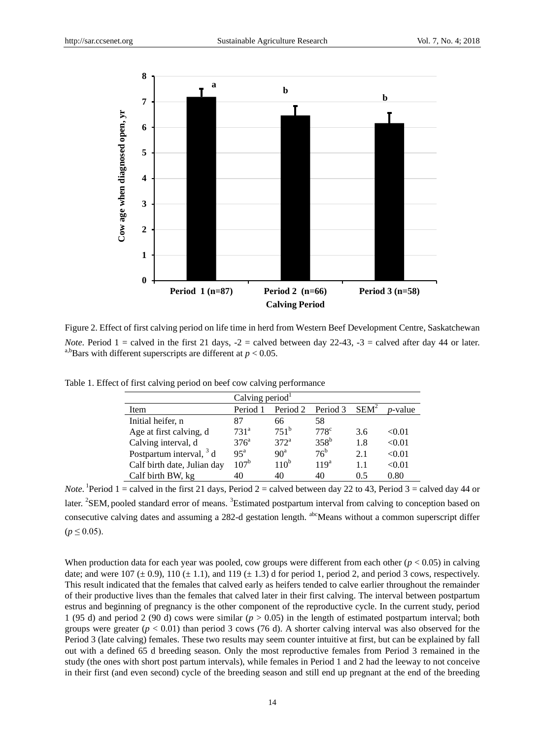Figure 2. Effect of first calving period on life time in herd from Western Beef Development Centre, Saskatchewan

*Note.* Period 1 = calved in the first 21 days, -2 = calved between day 22-43, -3 = calved after day 44 or later. [a,b]Bars with different superscripts are different at $p < 0.05$.

Table 1. Effect of first calving period on beef cow calving performance

| | Calving period[1] | | | | |
|---|---|---|---|---|---|
| Item | Period 1 | Period 2 | Period 3 | SEM[2] | *p*-value |
| Initial heifer, n | 87 | 66 | 58 | | |
| Age at first calving, d | $731^{a}$ | $751^{b}$ | $778^{c}$ | 3.6 | <0.01 |
| Calving interval, d | $376^{a}$ | $372^{a}$ | $358^{b}$ | 1.8 | <0.01 |
| Postpartum interval, [3] d | $95^{a}$ | $90^{a}$ | $76^{b}$ | 2.1 | <0.01 |
| Calf birth date, Julian day | $107^{b}$ | $110^{b}$ | $119^{a}$ | 1.1 | <0.01 |
| Calf birth BW, kg | 40 | 40 | 40 | 0.5 | 0.80 |

*Note.* [1]Period 1 = calved in the first 21 days, Period 2 = calved between day 22 to 43, Period 3 = calved day 44 or later. [2]SEM, pooled standard error of means. [3]Estimated postpartum interval from calving to conception based on consecutive calving dates and assuming a 282-d gestation length. [abc]Means without a common superscript differ ($p \leq 0.05$).

When production data for each year was pooled, cow groups were different from each other ($p < 0.05$) in calving date; and were 107 (± 0.9), 110 (± 1.1), and 119 (± 1.3) d for period 1, period 2, and period 3 cows, respectively. This result indicated that the females that calved early as heifers tended to calve earlier throughout the remainder of their productive lives than the females that calved later in their first calving. The interval between postpartum estrus and beginning of pregnancy is the other component of the reproductive cycle. In the current study, period 1 (95 d) and period 2 (90 d) cows were similar ($p > 0.05$) in the length of estimated postpartum interval; both groups were greater ($p < 0.01$) than period 3 cows (76 d). A shorter calving interval was also observed for the Period 3 (late calving) females. These two results may seem counter intuitive at first, but can be explained by fall out with a defined 65 d breeding season. Only the most reproductive females from Period 3 remained in the study (the ones with short post partum intervals), while females in Period 1 and 2 had the leeway to not conceive in their first (and even second) cycle of the breeding season and still end up pregnant at the end of the breeding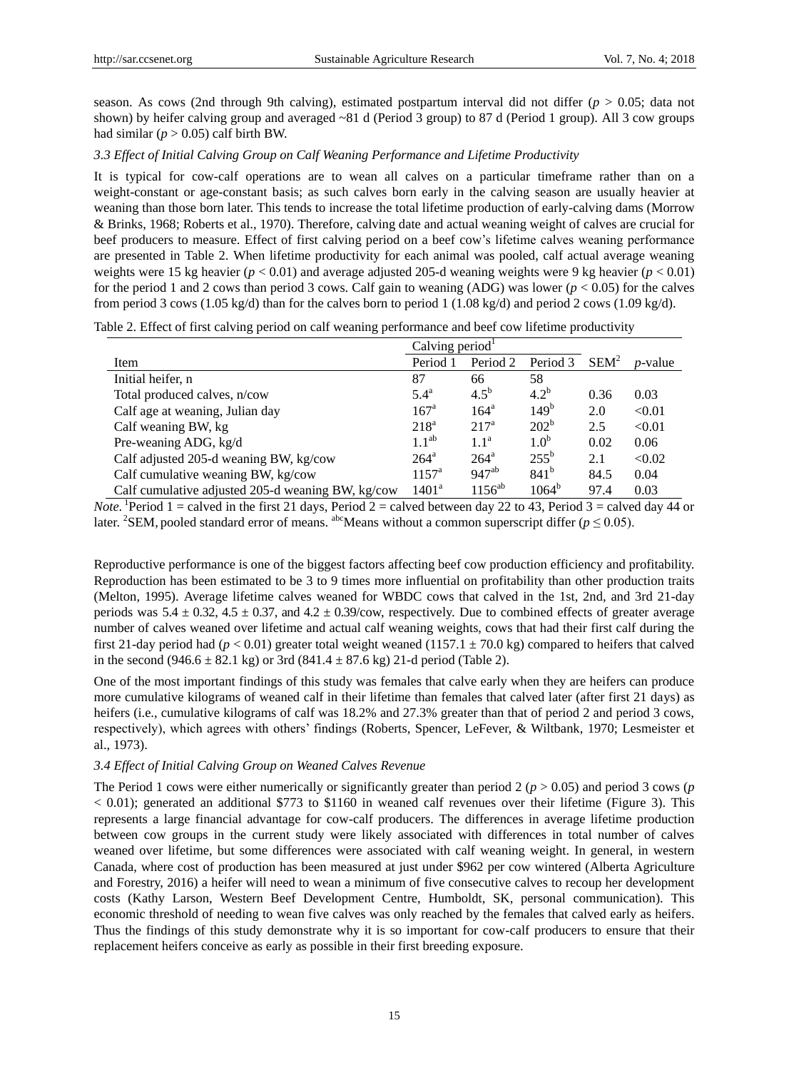season. As cows (2nd through 9th calving), estimated postpartum interval did not differ ($p > 0.05$; data not shown) by heifer calving group and averaged ~81 d (Period 3 group) to 87 d (Period 1 group). All 3 cow groups had similar ($p > 0.05$) calf birth BW.

### 3.3 Effect of Initial Calving Group on Calf Weaning Performance and Lifetime Productivity

It is typical for cow-calf operations are to wean all calves on a particular timeframe rather than on a weight-constant or age-constant basis; as such calves born early in the calving season are usually heavier at weaning than those born later. This tends to increase the total lifetime production of early-calving dams (Morrow & Brinks, 1968; Roberts et al., 1970). Therefore, calving date and actual weaning weight of calves are crucial for beef producers to measure. Effect of first calving period on a beef cow's lifetime calves weaning performance are presented in Table 2. When lifetime productivity for each animal was pooled, calf actual average weaning weights were 15 kg heavier ($p < 0.01$) and average adjusted 205-d weaning weights were 9 kg heavier ($p < 0.01$) for the period 1 and 2 cows than period 3 cows. Calf gain to weaning (ADG) was lower ($p < 0.05$) for the calves from period 3 cows (1.05 kg/d) than for the calves born to period 1 (1.08 kg/d) and period 2 cows (1.09 kg/d).

Table 2. Effect of first calving period on calf weaning performance and beef cow lifetime productivity

| Item | Calving period[1] | | | SEM[2] | $p$-value |
|---|---|---|---|---|---|
| | Period 1 | Period 2 | Period 3 | | |
| Initial heifer, n | 87 | 66 | 58 | | |
| Total produced calves, n/cow | 5.4[a] | 4.5[b] | 4.2[b] | 0.36 | 0.03 |
| Calf age at weaning, Julian day | 167[a] | 164[a] | 149[b] | 2.0 | <0.01 |
| Calf weaning BW, kg | 218[a] | 217[a] | 202[b] | 2.5 | <0.01 |
| Pre-weaning ADG, kg/d | 1.1[ab] | 1.1[a] | 1.0[b] | 0.02 | 0.06 |
| Calf adjusted 205-d weaning BW, kg/cow | 264[a] | 264[a] | 255[b] | 2.1 | <0.02 |
| Calf cumulative weaning BW, kg/cow | 1157[a] | 947[ab] | 841[b] | 84.5 | 0.04 |
| Calf cumulative adjusted 205-d weaning BW, kg/cow | 1401[a] | 1156[ab] | 1064[b] | 97.4 | 0.03 |

*Note*. [1]Period 1 = calved in the first 21 days, Period 2 = calved between day 22 to 43, Period 3 = calved day 44 or later. [2]SEM, pooled standard error of means. [abc]Means without a common superscript differ ($p \leq 0.05$).

Reproductive performance is one of the biggest factors affecting beef cow production efficiency and profitability. Reproduction has been estimated to be 3 to 9 times more influential on profitability than other production traits (Melton, 1995). Average lifetime calves weaned for WBDC cows that calved in the 1st, 2nd, and 3rd 21-day periods was $5.4 \pm 0.32$, $4.5 \pm 0.37$, and $4.2 \pm 0.39$/cow, respectively. Due to combined effects of greater average number of calves weaned over lifetime and actual calf weaning weights, cows that had their first calf during the first 21-day period had ($p < 0.01$) greater total weight weaned ($1157.1 \pm 70.0$ kg) compared to heifers that calved in the second ($946.6 \pm 82.1$ kg) or 3rd ($841.4 \pm 87.6$ kg) 21-d period (Table 2).

One of the most important findings of this study was females that calve early when they are heifers can produce more cumulative kilograms of weaned calf in their lifetime than females that calved later (after first 21 days) as heifers (i.e., cumulative kilograms of calf was 18.2% and 27.3% greater than that of period 2 and period 3 cows, respectively), which agrees with others' findings (Roberts, Spencer, LeFever, & Wiltbank, 1970; Lesmeister et al., 1973).

### 3.4 Effect of Initial Calving Group on Weaned Calves Revenue

The Period 1 cows were either numerically or significantly greater than period 2 ($p > 0.05$) and period 3 cows ($p < 0.01$); generated an additional \$773 to \$1160 in weaned calf revenues over their lifetime (Figure 3). This represents a large financial advantage for cow-calf producers. The differences in average lifetime production between cow groups in the current study were likely associated with differences in total number of calves weaned over lifetime, but some differences were associated with calf weaning weight. In general, in western Canada, where cost of production has been measured at just under \$962 per cow wintered (Alberta Agriculture and Forestry, 2016) a heifer will need to wean a minimum of five consecutive calves to recoup her development costs (Kathy Larson, Western Beef Development Centre, Humboldt, SK, personal communication). This economic threshold of needing to wean five calves was only reached by the females that calved early as heifers. Thus the findings of this study demonstrate why it is so important for cow-calf producers to ensure that their replacement heifers conceive as early as possible in their first breeding exposure.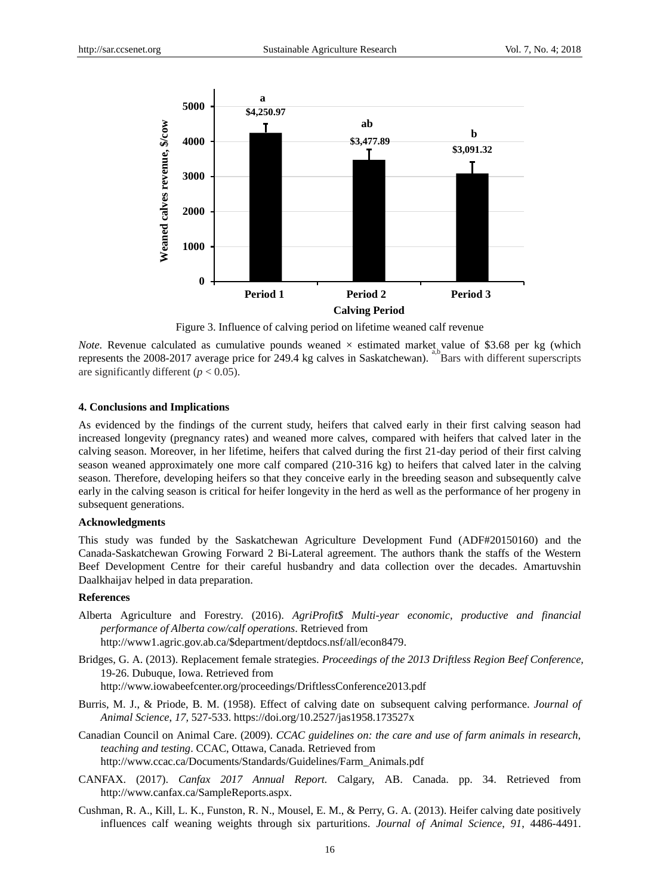Figure 3. Influence of calving period on lifetime weaned calf revenue

*Note*. Revenue calculated as cumulative pounds weaned × estimated market value of \$3.68 per kg (which represents the 2008-2017 average price for 249.4 kg calves in Saskatchewan). [a,b]Bars with different superscripts are significantly different ($p < 0.05$).

## 4. Conclusions and Implications

As evidenced by the findings of the current study, heifers that calved early in their first calving season had increased longevity (pregnancy rates) and weaned more calves, compared with heifers that calved later in the calving season. Moreover, in her lifetime, heifers that calved during the first 21-day period of their first calving season weaned approximately one more calf compared (210-316 kg) to heifers that calved later in the calving season. Therefore, developing heifers so that they conceive early in the breeding season and subsequently calve early in the calving season is critical for heifer longevity in the herd as well as the performance of her progeny in subsequent generations.

## Acknowledgments

This study was funded by the Saskatchewan Agriculture Development Fund (ADF#20150160) and the Canada-Saskatchewan Growing Forward 2 Bi-Lateral agreement. The authors thank the staffs of the Western Beef Development Centre for their careful husbandry and data collection over the decades. Amartuvshin Daalkhaijav helped in data preparation.

## References

Alberta Agriculture and Forestry. (2016). *AgriProfit$ Multi-year economic, productive and financial performance of Alberta cow/calf operations*. Retrieved from http://www1.agric.gov.ab.ca/$department/deptdocs.nsf/all/econ8479.

Bridges, G. A. (2013). Replacement female strategies. *Proceedings of the 2013 Driftless Region Beef Conference*, 19-26. Dubuque, Iowa. Retrieved from http://www.iowabeefcenter.org/proceedings/DriftlessConference2013.pdf

Burris, M. J., & Priode, B. M. (1958). Effect of calving date on subsequent calving performance. *Journal of Animal Science*, *17*, 527-533. https://doi.org/10.2527/jas1958.173527x

Canadian Council on Animal Care. (2009). *CCAC guidelines on: the care and use of farm animals in research, teaching and testing*. CCAC, Ottawa, Canada. Retrieved from http://www.ccac.ca/Documents/Standards/Guidelines/Farm_Animals.pdf

CANFAX. (2017). *Canfax 2017 Annual Report*. Calgary, AB. Canada. pp. 34. Retrieved from http://www.canfax.ca/SampleReports.aspx.

Cushman, R. A., Kill, L. K., Funston, R. N., Mousel, E. M., & Perry, G. A. (2013). Heifer calving date positively influences calf weaning weights through six parturitions. *Journal of Animal Science*, *91*, 4486-4491.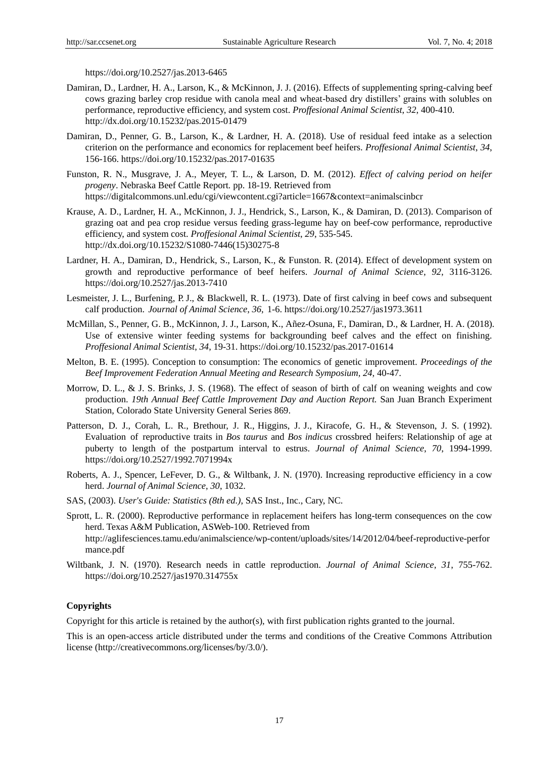https://doi.org/10.2527/jas.2013-6465

Damiran, D., Lardner, H. A., Larson, K., & McKinnon, J. J. (2016). Effects of supplementing spring-calving beef cows grazing barley crop residue with canola meal and wheat-based dry distillers' grains with solubles on performance, reproductive efficiency, and system cost. *Proffesional Animal Scientist, 32*, 400-410. http://dx.doi.org/10.15232/pas.2015-01479

Damiran, D., Penner, G. B., Larson, K., & Lardner, H. A. (2018). Use of residual feed intake as a selection criterion on the performance and economics for replacement beef heifers. *Proffesional Animal Scientist*, *34*, 156-166. https://doi.org/10.15232/pas.2017-01635

Funston, R. N., Musgrave, J. A., Meyer, T. L., & Larson, D. M. (2012). *Effect of calving period on heifer progeny*. Nebraska Beef Cattle Report. pp. 18-19. Retrieved from https://digitalcommons.unl.edu/cgi/viewcontent.cgi?article=1667&context=animalscinbcr

Krause, A. D., Lardner, H. A., McKinnon, J. J., Hendrick, S., Larson, K., & Damiran, D. (2013). Comparison of grazing oat and pea crop residue versus feeding grass-legume hay on beef-cow performance, reproductive efficiency, and system cost. *Proffesional Animal Scientist*, *29*, 535-545. http://dx.doi.org/10.15232/S1080-7446(15)30275-8

Lardner, H. A., Damiran, D., Hendrick, S., Larson, K., & Funston. R. (2014). Effect of development system on growth and reproductive performance of beef heifers. *Journal of Animal Science*, *92*, 3116-3126. https://doi.org/10.2527/jas.2013-7410

Lesmeister, J. L., Burfening, P. J., & Blackwell, R. L. (1973). Date of first calving in beef cows and subsequent calf production. *Journal of Animal Science*, *36*, 1-6. https://doi.org/10.2527/jas1973.3611

McMillan, S., Penner, G. B., McKinnon, J. J., Larson, K., Añez-Osuna, F., Damiran, D., & Lardner, H. A. (2018). Use of extensive winter feeding systems for backgrounding beef calves and the effect on finishing. *Proffesional Animal Scientist*, *34*, 19-31. https://doi.org/10.15232/pas.2017-01614

Melton, B. E. (1995). Conception to consumption: The economics of genetic improvement. *Proceedings of the Beef Improvement Federation Annual Meeting and Research Symposium, 24*, 40-47.

Morrow, D. L., & J. S. Brinks, J. S. (1968). The effect of season of birth of calf on weaning weights and cow production. *19th Annual Beef Cattle Improvement Day and Auction Report.* San Juan Branch Experiment Station, Colorado State University General Series 869.

Patterson, D. J., Corah, L. R., Brethour, J. R., Higgins, J. J., Kiracofe, G. H., & Stevenson, J. S. (1992). Evaluation of reproductive traits in *Bos taurus* and *Bos indicus* crossbred heifers: Relationship of age at puberty to length of the postpartum interval to estrus. *Journal of Animal Science*, *70*, 1994-1999. https://doi.org/10.2527/1992.7071994x

Roberts, A. J., Spencer, LeFever, D. G., & Wiltbank, J. N. (1970). Increasing reproductive efficiency in a cow herd. *Journal of Animal Science*, *30*, 1032.

SAS, (2003). *User's Guide: Statistics (8th ed.)*, SAS Inst., Inc., Cary, NC.

Sprott, L. R. (2000). Reproductive performance in replacement heifers has long-term consequences on the cow herd. Texas A&M Publication, ASWeb-100. Retrieved from http://aglifesciences.tamu.edu/animalscience/wp-content/uploads/sites/14/2012/04/beef-reproductive-performance.pdf

Wiltbank, J. N. (1970). Research needs in cattle reproduction. *Journal of Animal Science*, *31*, 755-762. https://doi.org/10.2527/jas1970.314755x

**Copyrights**

Copyright for this article is retained by the author(s), with first publication rights granted to the journal.

This is an open-access article distributed under the terms and conditions of the Creative Commons Attribution license (http://creativecommons.org/licenses/by/3.0/).